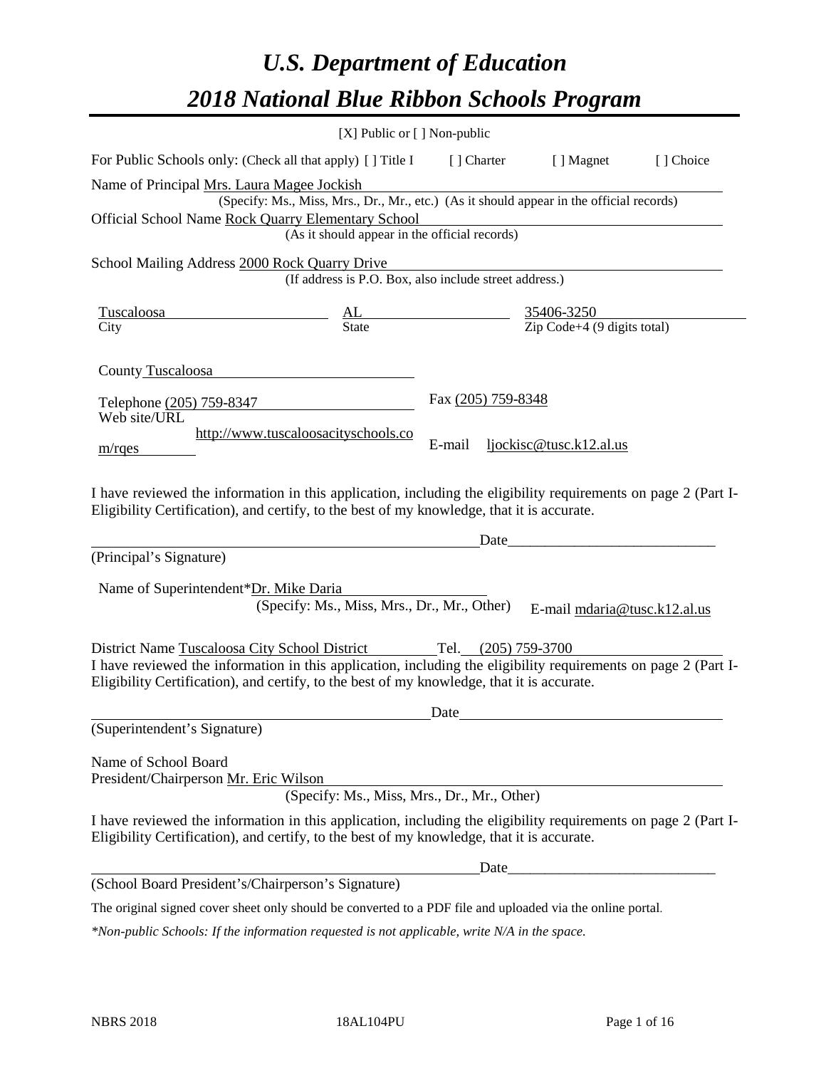# *U.S. Department of Education*

# *2018 National Blue Ribbon Schools Program*

[X] Public or [ ] Non-public

For Public Schools only: (Check all that apply) [ ] Title I [ ] Charter [ ] Magnet [ ] Choice

Name of Principal Mrs. Laura Magee Jockish
(Specify: Ms., Miss, Mrs., Dr., Mr., etc.) (As it should appear in the official records)

Official School Name Rock Quarry Elementary School
(As it should appear in the official records)

School Mailing Address 2000 Rock Quarry Drive
(If address is P.O. Box, also include street address.)

| Tuscaloosa | AL | 35406-3250 |
|---|---|---|
| City | State | Zip Code+4 (9 digits total) |

County Tuscaloosa

Telephone (205) 759-8347 Fax (205) 759-8348

Web site/URL http://www.tuscaloosacityschools.com/rqes E-mail ljockisc@tusc.k12.al.us

I have reviewed the information in this application, including the eligibility requirements on page 2 (Part I-Eligibility Certification), and certify, to the best of my knowledge, that it is accurate.

_______________________________________ Date_______________________

(Principal's Signature)

Name of Superintendent*Dr. Mike Daria
(Specify: Ms., Miss, Mrs., Dr., Mr., Other) E-mail mdaria@tusc.k12.al.us

District Name Tuscaloosa City School District Tel. (205) 759-3700

I have reviewed the information in this application, including the eligibility requirements on page 2 (Part I-Eligibility Certification), and certify, to the best of my knowledge, that it is accurate.

_______________________________________ Date_______________________

(Superintendent's Signature)

Name of School Board
President/Chairperson Mr. Eric Wilson
(Specify: Ms., Miss, Mrs., Dr., Mr., Other)

I have reviewed the information in this application, including the eligibility requirements on page 2 (Part I-Eligibility Certification), and certify, to the best of my knowledge, that it is accurate.

_______________________________________ Date_______________________

(School Board President's/Chairperson's Signature)

The original signed cover sheet only should be converted to a PDF file and uploaded via the online portal.

*\*Non-public Schools: If the information requested is not applicable, write N/A in the space.*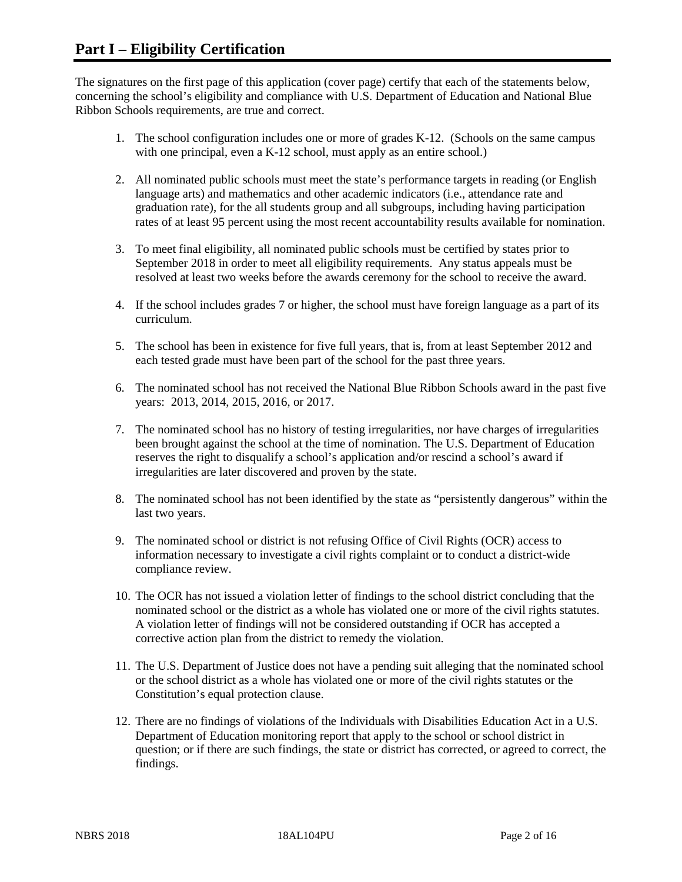# Part I – Eligibility Certification

The signatures on the first page of this application (cover page) certify that each of the statements below, concerning the school's eligibility and compliance with U.S. Department of Education and National Blue Ribbon Schools requirements, are true and correct.

1. The school configuration includes one or more of grades K-12. (Schools on the same campus with one principal, even a K-12 school, must apply as an entire school.)
2. All nominated public schools must meet the state's performance targets in reading (or English language arts) and mathematics and other academic indicators (i.e., attendance rate and graduation rate), for the all students group and all subgroups, including having participation rates of at least 95 percent using the most recent accountability results available for nomination.
3. To meet final eligibility, all nominated public schools must be certified by states prior to September 2018 in order to meet all eligibility requirements. Any status appeals must be resolved at least two weeks before the awards ceremony for the school to receive the award.
4. If the school includes grades 7 or higher, the school must have foreign language as a part of its curriculum.
5. The school has been in existence for five full years, that is, from at least September 2012 and each tested grade must have been part of the school for the past three years.
6. The nominated school has not received the National Blue Ribbon Schools award in the past five years: 2013, 2014, 2015, 2016, or 2017.
7. The nominated school has no history of testing irregularities, nor have charges of irregularities been brought against the school at the time of nomination. The U.S. Department of Education reserves the right to disqualify a school's application and/or rescind a school's award if irregularities are later discovered and proven by the state.
8. The nominated school has not been identified by the state as "persistently dangerous" within the last two years.
9. The nominated school or district is not refusing Office of Civil Rights (OCR) access to information necessary to investigate a civil rights complaint or to conduct a district-wide compliance review.
10. The OCR has not issued a violation letter of findings to the school district concluding that the nominated school or the district as a whole has violated one or more of the civil rights statutes. A violation letter of findings will not be considered outstanding if OCR has accepted a corrective action plan from the district to remedy the violation.
11. The U.S. Department of Justice does not have a pending suit alleging that the nominated school or the school district as a whole has violated one or more of the civil rights statutes or the Constitution's equal protection clause.
12. There are no findings of violations of the Individuals with Disabilities Education Act in a U.S. Department of Education monitoring report that apply to the school or school district in question; or if there are such findings, the state or district has corrected, or agreed to correct, the findings.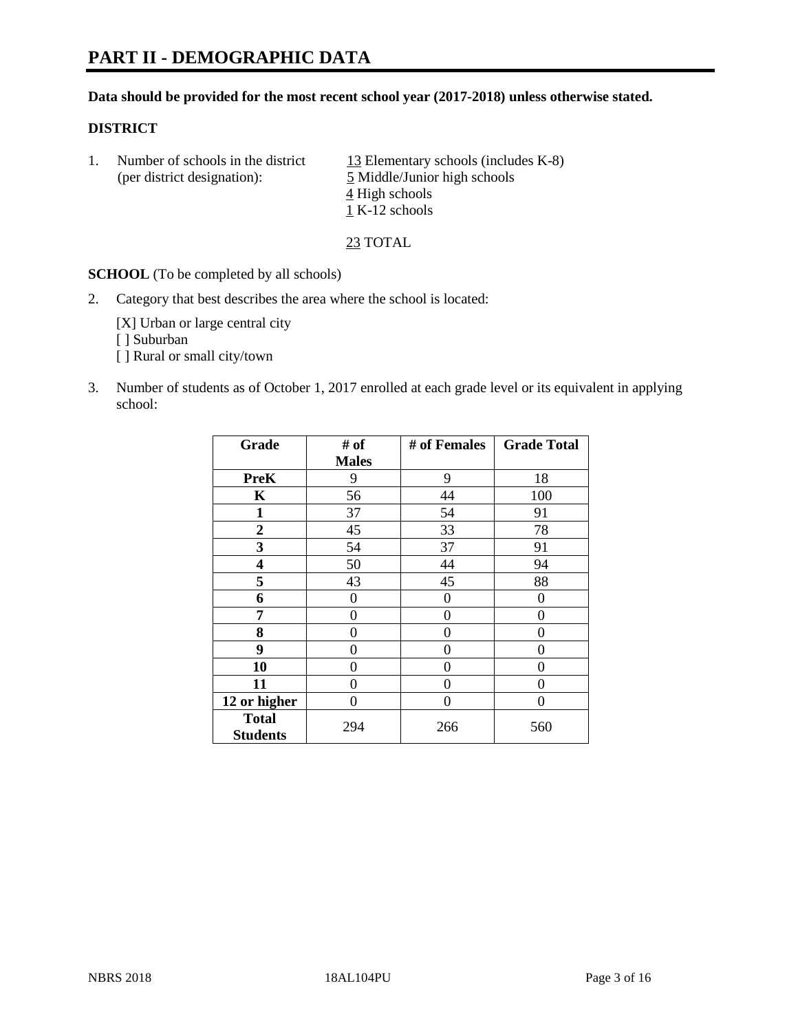# PART II - DEMOGRAPHIC DATA

**Data should be provided for the most recent school year (2017-2018) unless otherwise stated.**

**DISTRICT**

1. Number of schools in the district (per district designation):
   13 Elementary schools (includes K-8)
   5 Middle/Junior high schools
   4 High schools
   1 K-12 schools

   23 TOTAL

**SCHOOL** (To be completed by all schools)

2. Category that best describes the area where the school is located:

   [X] Urban or large central city
   [ ] Suburban
   [ ] Rural or small city/town

3. Number of students as of October 1, 2017 enrolled at each grade level or its equivalent in applying school:

| Grade | # of Males | # of Females | Grade Total |
|---|---|---|---|
| PreK | 9 | 9 | 18 |
| K | 56 | 44 | 100 |
| 1 | 37 | 54 | 91 |
| 2 | 45 | 33 | 78 |
| 3 | 54 | 37 | 91 |
| 4 | 50 | 44 | 94 |
| 5 | 43 | 45 | 88 |
| 6 | 0 | 0 | 0 |
| 7 | 0 | 0 | 0 |
| 8 | 0 | 0 | 0 |
| 9 | 0 | 0 | 0 |
| 10 | 0 | 0 | 0 |
| 11 | 0 | 0 | 0 |
| 12 or higher | 0 | 0 | 0 |
| Total Students | 294 | 266 | 560 |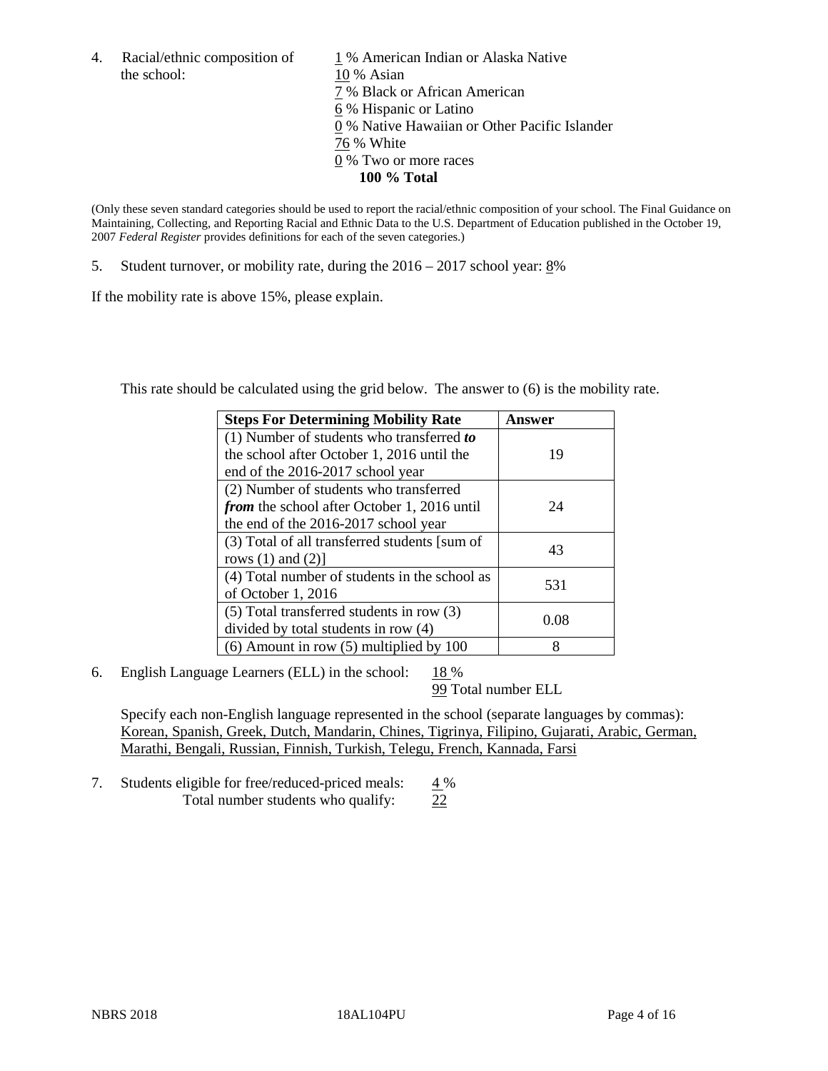4. Racial/ethnic composition of the school:

1 % American Indian or Alaska Native
10 % Asian
7 % Black or African American
6 % Hispanic or Latino
0 % Native Hawaiian or Other Pacific Islander
76 % White
0 % Two or more races
**100 % Total**

(Only these seven standard categories should be used to report the racial/ethnic composition of your school. The Final Guidance on Maintaining, Collecting, and Reporting Racial and Ethnic Data to the U.S. Department of Education published in the October 19, 2007 *Federal Register* provides definitions for each of the seven categories.)

5. Student turnover, or mobility rate, during the 2016 – 2017 school year: 8%

If the mobility rate is above 15%, please explain.

This rate should be calculated using the grid below. The answer to (6) is the mobility rate.

| **Steps For Determining Mobility Rate** | **Answer** |
|---|---|
| (1) Number of students who transferred ***to*** the school after October 1, 2016 until the end of the 2016-2017 school year | 19 |
| (2) Number of students who transferred ***from*** the school after October 1, 2016 until the end of the 2016-2017 school year | 24 |
| (3) Total of all transferred students [sum of rows (1) and (2)] | 43 |
| (4) Total number of students in the school as of October 1, 2016 | 531 |
| (5) Total transferred students in row (3) divided by total students in row (4) | 0.08 |
| (6) Amount in row (5) multiplied by 100 | 8 |

6. English Language Learners (ELL) in the school: 18 %
99 Total number ELL

Specify each non-English language represented in the school (separate languages by commas):
Korean, Spanish, Greek, Dutch, Mandarin, Chines, Tigrinya, Filipino, Gujarati, Arabic, German, Marathi, Bengali, Russian, Finnish, Turkish, Telegu, French, Kannada, Farsi

7. Students eligible for free/reduced-priced meals: 4 %
Total number students who qualify: 22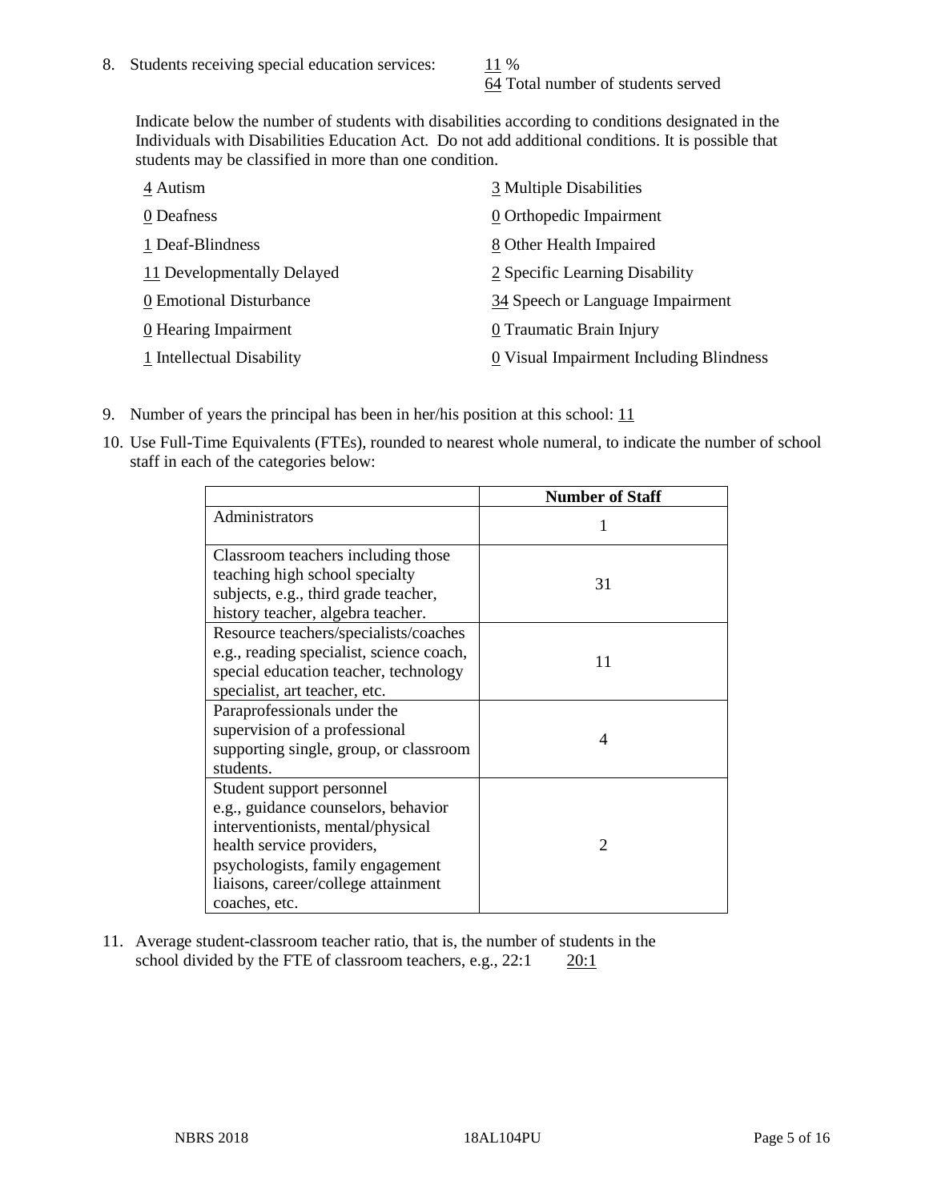8. Students receiving special education services: 11 %
   64 Total number of students served

   Indicate below the number of students with disabilities according to conditions designated in the Individuals with Disabilities Education Act. Do not add additional conditions. It is possible that students may be classified in more than one condition.

   4 Autism
   0 Deafness
   1 Deaf-Blindness
   11 Developmentally Delayed
   0 Emotional Disturbance
   0 Hearing Impairment
   1 Intellectual Disability
   3 Multiple Disabilities
   0 Orthopedic Impairment
   8 Other Health Impaired
   2 Specific Learning Disability
   34 Speech or Language Impairment
   0 Traumatic Brain Injury
   0 Visual Impairment Including Blindness

9. Number of years the principal has been in her/his position at this school: 11

10. Use Full-Time Equivalents (FTEs), rounded to nearest whole numeral, to indicate the number of school staff in each of the categories below:

| | Number of Staff |
|---|---|
| Administrators | 1 |
| Classroom teachers including those teaching high school specialty subjects, e.g., third grade teacher, history teacher, algebra teacher. | 31 |
| Resource teachers/specialists/coaches e.g., reading specialist, science coach, special education teacher, technology specialist, art teacher, etc. | 11 |
| Paraprofessionals under the supervision of a professional supporting single, group, or classroom students. | 4 |
| Student support personnel e.g., guidance counselors, behavior interventionists, mental/physical health service providers, psychologists, family engagement liaisons, career/college attainment coaches, etc. | 2 |

11. Average student-classroom teacher ratio, that is, the number of students in the school divided by the FTE of classroom teachers, e.g., 22:1 20:1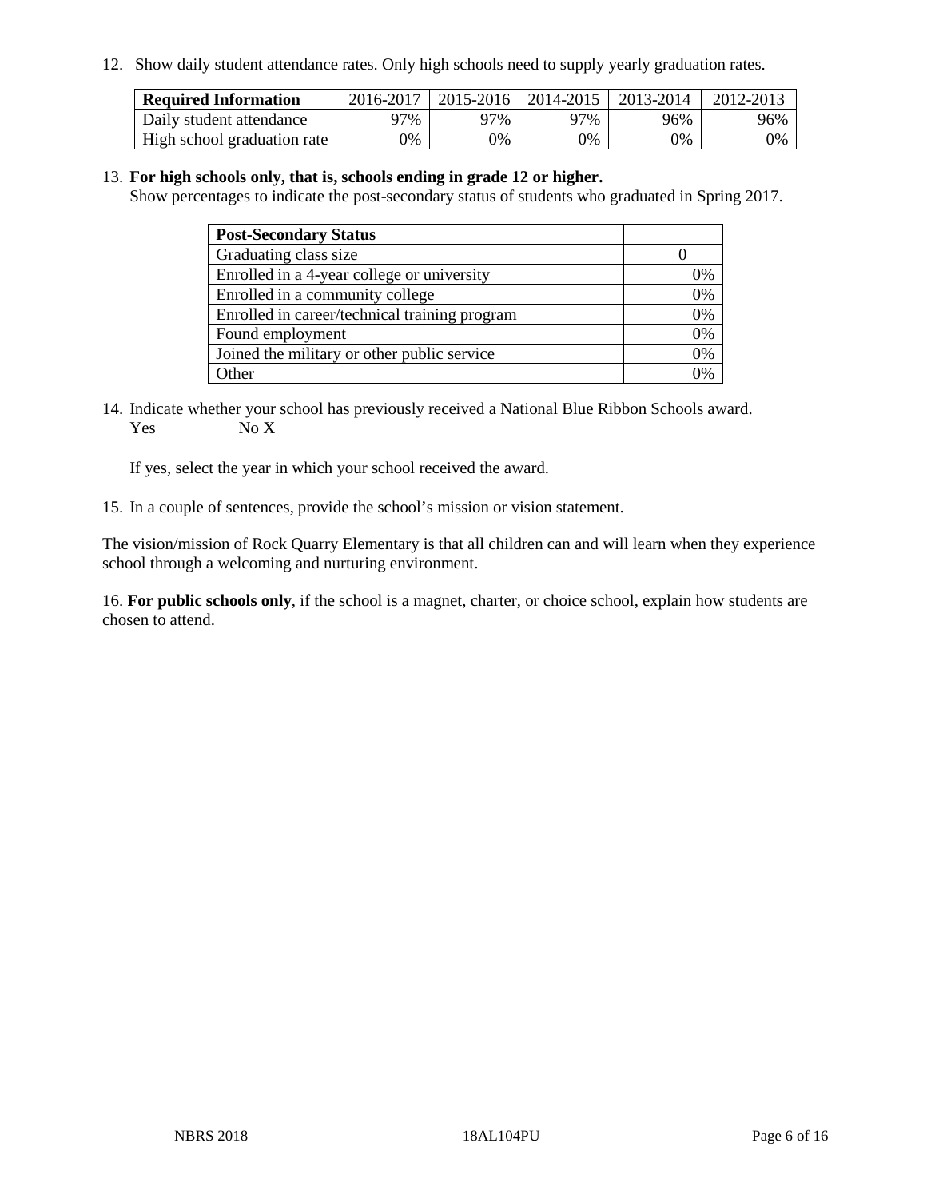12. Show daily student attendance rates. Only high schools need to supply yearly graduation rates.

| Required Information | 2016-2017 | 2015-2016 | 2014-2015 | 2013-2014 | 2012-2013 |
|---|---|---|---|---|---|
| Daily student attendance | 97% | 97% | 97% | 96% | 96% |
| High school graduation rate | 0% | 0% | 0% | 0% | 0% |

13. **For high schools only, that is, schools ending in grade 12 or higher.**
Show percentages to indicate the post-secondary status of students who graduated in Spring 2017.

| Post-Secondary Status | |
|---|---|
| Graduating class size | 0 |
| Enrolled in a 4-year college or university | 0% |
| Enrolled in a community college | 0% |
| Enrolled in career/technical training program | 0% |
| Found employment | 0% |
| Joined the military or other public service | 0% |
| Other | 0% |

14. Indicate whether your school has previously received a National Blue Ribbon Schools award.
Yes _ No X

If yes, select the year in which your school received the award.

15. In a couple of sentences, provide the school's mission or vision statement.

The vision/mission of Rock Quarry Elementary is that all children can and will learn when they experience school through a welcoming and nurturing environment.

16. **For public schools only**, if the school is a magnet, charter, or choice school, explain how students are chosen to attend.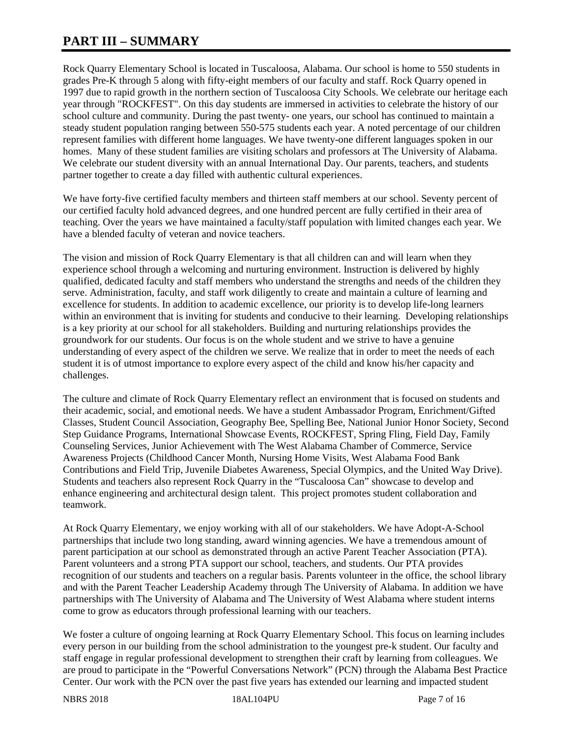# PART III – SUMMARY

Rock Quarry Elementary School is located in Tuscaloosa, Alabama. Our school is home to 550 students in grades Pre-K through 5 along with fifty-eight members of our faculty and staff. Rock Quarry opened in 1997 due to rapid growth in the northern section of Tuscaloosa City Schools. We celebrate our heritage each year through "ROCKFEST". On this day students are immersed in activities to celebrate the history of our school culture and community. During the past twenty- one years, our school has continued to maintain a steady student population ranging between 550-575 students each year. A noted percentage of our children represent families with different home languages. We have twenty-one different languages spoken in our homes. Many of these student families are visiting scholars and professors at The University of Alabama. We celebrate our student diversity with an annual International Day. Our parents, teachers, and students partner together to create a day filled with authentic cultural experiences.

We have forty-five certified faculty members and thirteen staff members at our school. Seventy percent of our certified faculty hold advanced degrees, and one hundred percent are fully certified in their area of teaching. Over the years we have maintained a faculty/staff population with limited changes each year. We have a blended faculty of veteran and novice teachers.

The vision and mission of Rock Quarry Elementary is that all children can and will learn when they experience school through a welcoming and nurturing environment. Instruction is delivered by highly qualified, dedicated faculty and staff members who understand the strengths and needs of the children they serve. Administration, faculty, and staff work diligently to create and maintain a culture of learning and excellence for students. In addition to academic excellence, our priority is to develop life-long learners within an environment that is inviting for students and conducive to their learning. Developing relationships is a key priority at our school for all stakeholders. Building and nurturing relationships provides the groundwork for our students. Our focus is on the whole student and we strive to have a genuine understanding of every aspect of the children we serve. We realize that in order to meet the needs of each student it is of utmost importance to explore every aspect of the child and know his/her capacity and challenges.

The culture and climate of Rock Quarry Elementary reflect an environment that is focused on students and their academic, social, and emotional needs. We have a student Ambassador Program, Enrichment/Gifted Classes, Student Council Association, Geography Bee, Spelling Bee, National Junior Honor Society, Second Step Guidance Programs, International Showcase Events, ROCKFEST, Spring Fling, Field Day, Family Counseling Services, Junior Achievement with The West Alabama Chamber of Commerce, Service Awareness Projects (Childhood Cancer Month, Nursing Home Visits, West Alabama Food Bank Contributions and Field Trip, Juvenile Diabetes Awareness, Special Olympics, and the United Way Drive). Students and teachers also represent Rock Quarry in the "Tuscaloosa Can" showcase to develop and enhance engineering and architectural design talent. This project promotes student collaboration and teamwork.

At Rock Quarry Elementary, we enjoy working with all of our stakeholders. We have Adopt-A-School partnerships that include two long standing, award winning agencies. We have a tremendous amount of parent participation at our school as demonstrated through an active Parent Teacher Association (PTA). Parent volunteers and a strong PTA support our school, teachers, and students. Our PTA provides recognition of our students and teachers on a regular basis. Parents volunteer in the office, the school library and with the Parent Teacher Leadership Academy through The University of Alabama. In addition we have partnerships with The University of Alabama and The University of West Alabama where student interns come to grow as educators through professional learning with our teachers.

We foster a culture of ongoing learning at Rock Quarry Elementary School. This focus on learning includes every person in our building from the school administration to the youngest pre-k student. Our faculty and staff engage in regular professional development to strengthen their craft by learning from colleagues. We are proud to participate in the "Powerful Conversations Network" (PCN) through the Alabama Best Practice Center. Our work with the PCN over the past five years has extended our learning and impacted student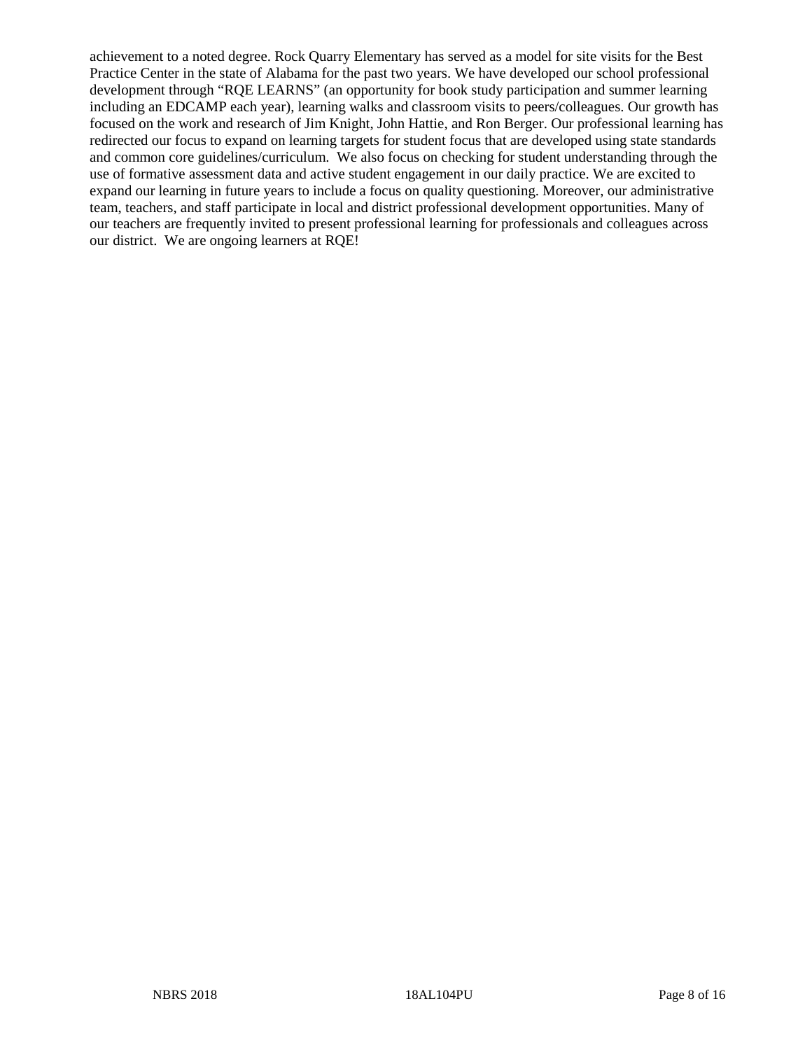achievement to a noted degree. Rock Quarry Elementary has served as a model for site visits for the Best Practice Center in the state of Alabama for the past two years. We have developed our school professional development through "RQE LEARNS" (an opportunity for book study participation and summer learning including an EDCAMP each year), learning walks and classroom visits to peers/colleagues. Our growth has focused on the work and research of Jim Knight, John Hattie, and Ron Berger. Our professional learning has redirected our focus to expand on learning targets for student focus that are developed using state standards and common core guidelines/curriculum. We also focus on checking for student understanding through the use of formative assessment data and active student engagement in our daily practice. We are excited to expand our learning in future years to include a focus on quality questioning. Moreover, our administrative team, teachers, and staff participate in local and district professional development opportunities. Many of our teachers are frequently invited to present professional learning for professionals and colleagues across our district. We are ongoing learners at RQE!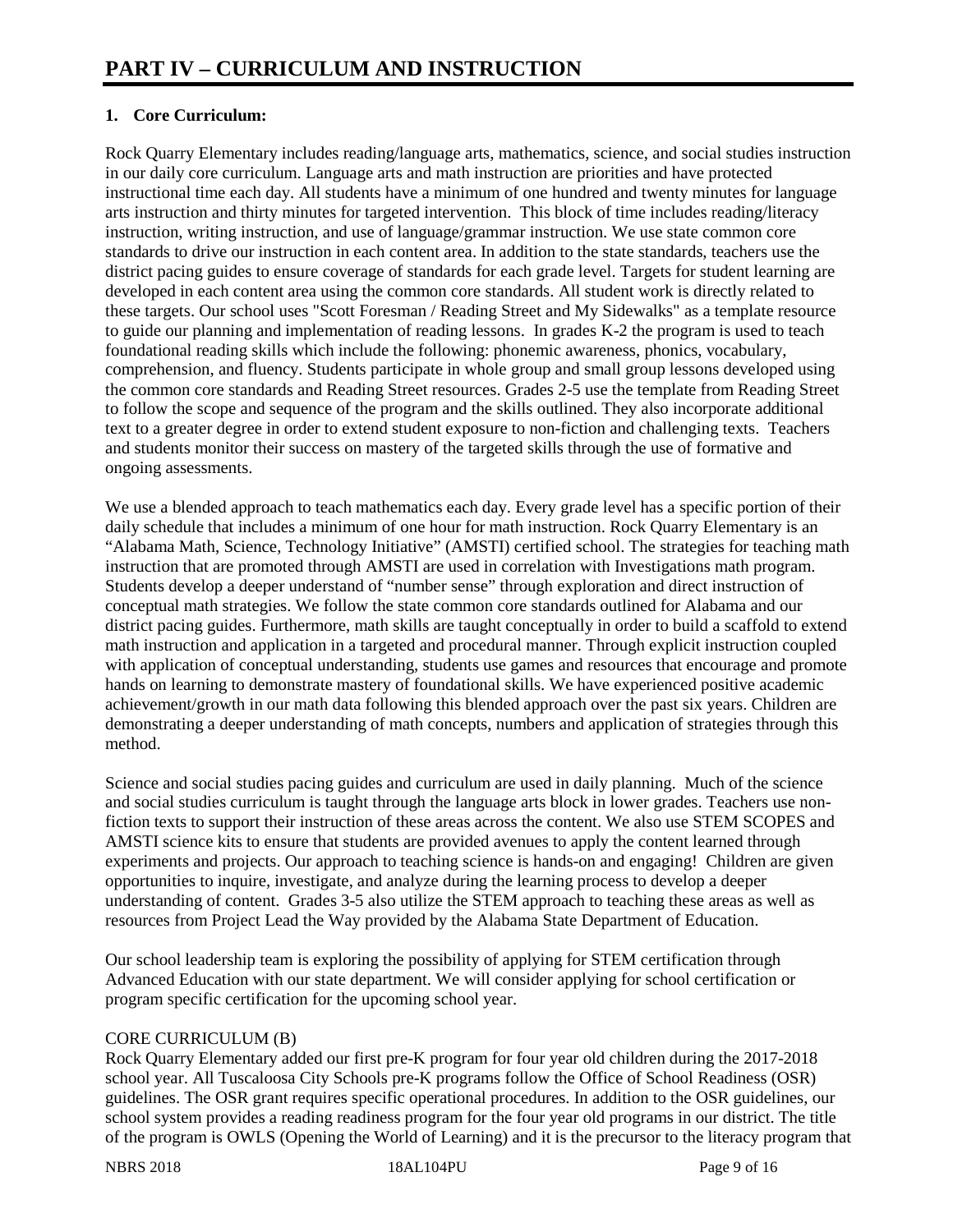# PART IV – CURRICULUM AND INSTRUCTION

**1. Core Curriculum:**

Rock Quarry Elementary includes reading/language arts, mathematics, science, and social studies instruction in our daily core curriculum. Language arts and math instruction are priorities and have protected instructional time each day. All students have a minimum of one hundred and twenty minutes for language arts instruction and thirty minutes for targeted intervention. This block of time includes reading/literacy instruction, writing instruction, and use of language/grammar instruction. We use state common core standards to drive our instruction in each content area. In addition to the state standards, teachers use the district pacing guides to ensure coverage of standards for each grade level. Targets for student learning are developed in each content area using the common core standards. All student work is directly related to these targets. Our school uses "Scott Foresman / Reading Street and My Sidewalks" as a template resource to guide our planning and implementation of reading lessons. In grades K-2 the program is used to teach foundational reading skills which include the following: phonemic awareness, phonics, vocabulary, comprehension, and fluency. Students participate in whole group and small group lessons developed using the common core standards and Reading Street resources. Grades 2-5 use the template from Reading Street to follow the scope and sequence of the program and the skills outlined. They also incorporate additional text to a greater degree in order to extend student exposure to non-fiction and challenging texts. Teachers and students monitor their success on mastery of the targeted skills through the use of formative and ongoing assessments.

We use a blended approach to teach mathematics each day. Every grade level has a specific portion of their daily schedule that includes a minimum of one hour for math instruction. Rock Quarry Elementary is an "Alabama Math, Science, Technology Initiative" (AMSTI) certified school. The strategies for teaching math instruction that are promoted through AMSTI are used in correlation with Investigations math program. Students develop a deeper understand of "number sense" through exploration and direct instruction of conceptual math strategies. We follow the state common core standards outlined for Alabama and our district pacing guides. Furthermore, math skills are taught conceptually in order to build a scaffold to extend math instruction and application in a targeted and procedural manner. Through explicit instruction coupled with application of conceptual understanding, students use games and resources that encourage and promote hands on learning to demonstrate mastery of foundational skills. We have experienced positive academic achievement/growth in our math data following this blended approach over the past six years. Children are demonstrating a deeper understanding of math concepts, numbers and application of strategies through this method.

Science and social studies pacing guides and curriculum are used in daily planning. Much of the science and social studies curriculum is taught through the language arts block in lower grades. Teachers use non-fiction texts to support their instruction of these areas across the content. We also use STEM SCOPES and AMSTI science kits to ensure that students are provided avenues to apply the content learned through experiments and projects. Our approach to teaching science is hands-on and engaging! Children are given opportunities to inquire, investigate, and analyze during the learning process to develop a deeper understanding of content. Grades 3-5 also utilize the STEM approach to teaching these areas as well as resources from Project Lead the Way provided by the Alabama State Department of Education.

Our school leadership team is exploring the possibility of applying for STEM certification through Advanced Education with our state department. We will consider applying for school certification or program specific certification for the upcoming school year.

CORE CURRICULUM (B)

Rock Quarry Elementary added our first pre-K program for four year old children during the 2017-2018 school year. All Tuscaloosa City Schools pre-K programs follow the Office of School Readiness (OSR) guidelines. The OSR grant requires specific operational procedures. In addition to the OSR guidelines, our school system provides a reading readiness program for the four year old programs in our district. The title of the program is OWLS (Opening the World of Learning) and it is the precursor to the literacy program that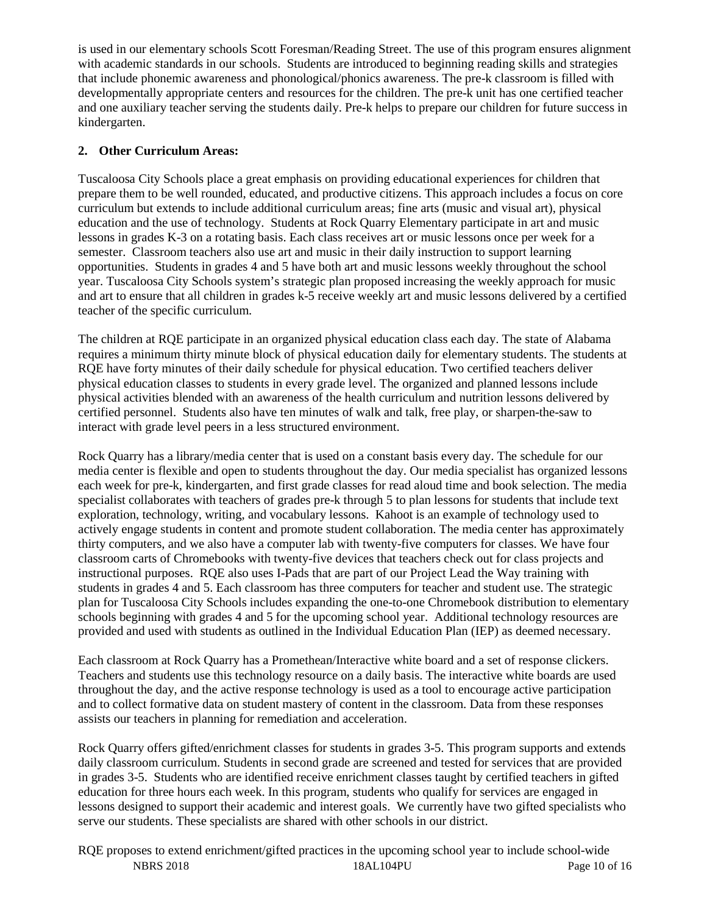is used in our elementary schools Scott Foresman/Reading Street. The use of this program ensures alignment with academic standards in our schools. Students are introduced to beginning reading skills and strategies that include phonemic awareness and phonological/phonics awareness. The pre-k classroom is filled with developmentally appropriate centers and resources for the children. The pre-k unit has one certified teacher and one auxiliary teacher serving the students daily. Pre-k helps to prepare our children for future success in kindergarten.

**2. Other Curriculum Areas:**

Tuscaloosa City Schools place a great emphasis on providing educational experiences for children that prepare them to be well rounded, educated, and productive citizens. This approach includes a focus on core curriculum but extends to include additional curriculum areas; fine arts (music and visual art), physical education and the use of technology. Students at Rock Quarry Elementary participate in art and music lessons in grades K-3 on a rotating basis. Each class receives art or music lessons once per week for a semester. Classroom teachers also use art and music in their daily instruction to support learning opportunities. Students in grades 4 and 5 have both art and music lessons weekly throughout the school year. Tuscaloosa City Schools system's strategic plan proposed increasing the weekly approach for music and art to ensure that all children in grades k-5 receive weekly art and music lessons delivered by a certified teacher of the specific curriculum.

The children at RQE participate in an organized physical education class each day. The state of Alabama requires a minimum thirty minute block of physical education daily for elementary students. The students at RQE have forty minutes of their daily schedule for physical education. Two certified teachers deliver physical education classes to students in every grade level. The organized and planned lessons include physical activities blended with an awareness of the health curriculum and nutrition lessons delivered by certified personnel. Students also have ten minutes of walk and talk, free play, or sharpen-the-saw to interact with grade level peers in a less structured environment.

Rock Quarry has a library/media center that is used on a constant basis every day. The schedule for our media center is flexible and open to students throughout the day. Our media specialist has organized lessons each week for pre-k, kindergarten, and first grade classes for read aloud time and book selection. The media specialist collaborates with teachers of grades pre-k through 5 to plan lessons for students that include text exploration, technology, writing, and vocabulary lessons. Kahoot is an example of technology used to actively engage students in content and promote student collaboration. The media center has approximately thirty computers, and we also have a computer lab with twenty-five computers for classes. We have four classroom carts of Chromebooks with twenty-five devices that teachers check out for class projects and instructional purposes. RQE also uses I-Pads that are part of our Project Lead the Way training with students in grades 4 and 5. Each classroom has three computers for teacher and student use. The strategic plan for Tuscaloosa City Schools includes expanding the one-to-one Chromebook distribution to elementary schools beginning with grades 4 and 5 for the upcoming school year. Additional technology resources are provided and used with students as outlined in the Individual Education Plan (IEP) as deemed necessary.

Each classroom at Rock Quarry has a Promethean/Interactive white board and a set of response clickers. Teachers and students use this technology resource on a daily basis. The interactive white boards are used throughout the day, and the active response technology is used as a tool to encourage active participation and to collect formative data on student mastery of content in the classroom. Data from these responses assists our teachers in planning for remediation and acceleration.

Rock Quarry offers gifted/enrichment classes for students in grades 3-5. This program supports and extends daily classroom curriculum. Students in second grade are screened and tested for services that are provided in grades 3-5. Students who are identified receive enrichment classes taught by certified teachers in gifted education for three hours each week. In this program, students who qualify for services are engaged in lessons designed to support their academic and interest goals. We currently have two gifted specialists who serve our students. These specialists are shared with other schools in our district.

RQE proposes to extend enrichment/gifted practices in the upcoming school year to include school-wide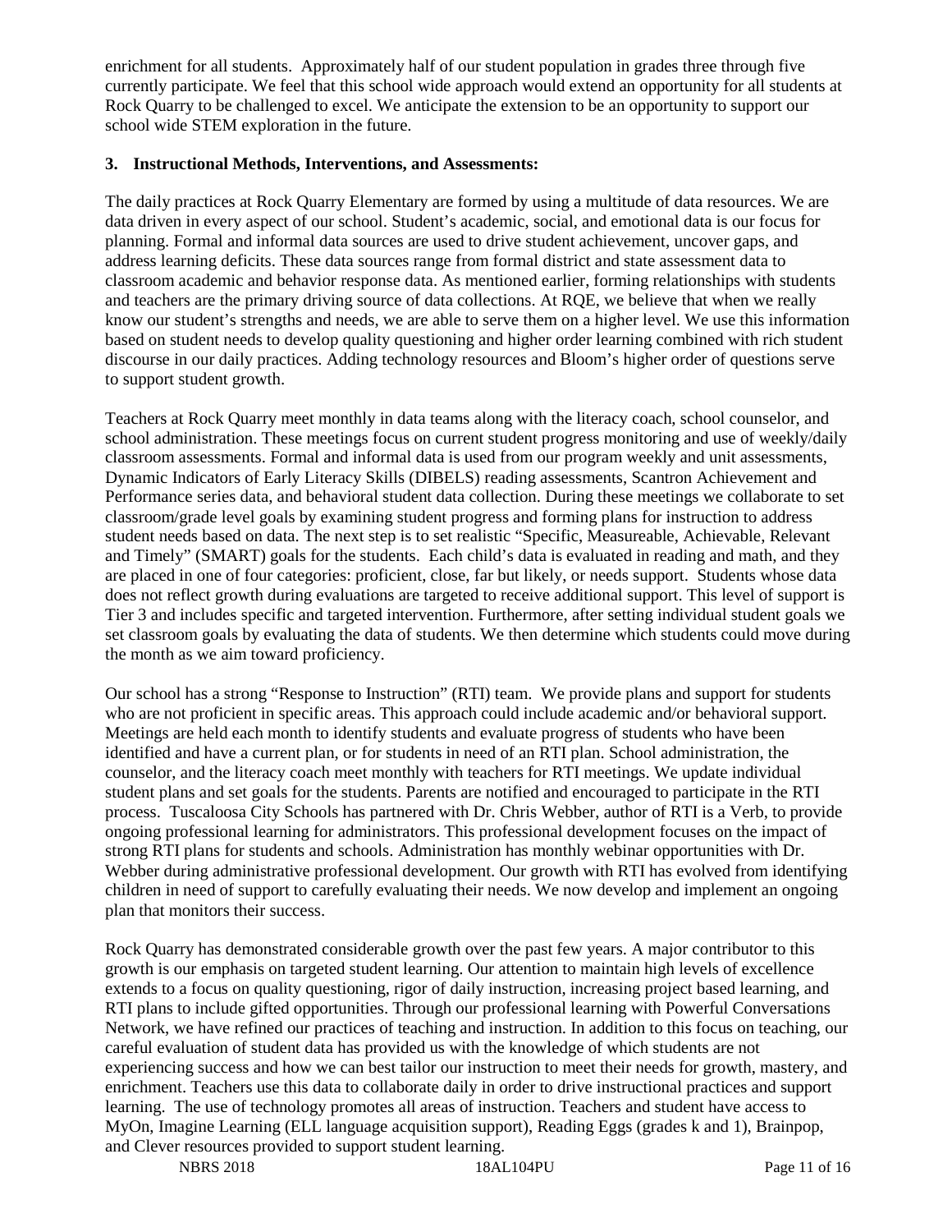enrichment for all students. Approximately half of our student population in grades three through five currently participate. We feel that this school wide approach would extend an opportunity for all students at Rock Quarry to be challenged to excel. We anticipate the extension to be an opportunity to support our school wide STEM exploration in the future.

**3. Instructional Methods, Interventions, and Assessments:**

The daily practices at Rock Quarry Elementary are formed by using a multitude of data resources. We are data driven in every aspect of our school. Student's academic, social, and emotional data is our focus for planning. Formal and informal data sources are used to drive student achievement, uncover gaps, and address learning deficits. These data sources range from formal district and state assessment data to classroom academic and behavior response data. As mentioned earlier, forming relationships with students and teachers are the primary driving source of data collections. At RQE, we believe that when we really know our student's strengths and needs, we are able to serve them on a higher level. We use this information based on student needs to develop quality questioning and higher order learning combined with rich student discourse in our daily practices. Adding technology resources and Bloom's higher order of questions serve to support student growth.

Teachers at Rock Quarry meet monthly in data teams along with the literacy coach, school counselor, and school administration. These meetings focus on current student progress monitoring and use of weekly/daily classroom assessments. Formal and informal data is used from our program weekly and unit assessments, Dynamic Indicators of Early Literacy Skills (DIBELS) reading assessments, Scantron Achievement and Performance series data, and behavioral student data collection. During these meetings we collaborate to set classroom/grade level goals by examining student progress and forming plans for instruction to address student needs based on data. The next step is to set realistic "Specific, Measureable, Achievable, Relevant and Timely" (SMART) goals for the students. Each child's data is evaluated in reading and math, and they are placed in one of four categories: proficient, close, far but likely, or needs support. Students whose data does not reflect growth during evaluations are targeted to receive additional support. This level of support is Tier 3 and includes specific and targeted intervention. Furthermore, after setting individual student goals we set classroom goals by evaluating the data of students. We then determine which students could move during the month as we aim toward proficiency.

Our school has a strong "Response to Instruction" (RTI) team. We provide plans and support for students who are not proficient in specific areas. This approach could include academic and/or behavioral support. Meetings are held each month to identify students and evaluate progress of students who have been identified and have a current plan, or for students in need of an RTI plan. School administration, the counselor, and the literacy coach meet monthly with teachers for RTI meetings. We update individual student plans and set goals for the students. Parents are notified and encouraged to participate in the RTI process. Tuscaloosa City Schools has partnered with Dr. Chris Webber, author of RTI is a Verb, to provide ongoing professional learning for administrators. This professional development focuses on the impact of strong RTI plans for students and schools. Administration has monthly webinar opportunities with Dr. Webber during administrative professional development. Our growth with RTI has evolved from identifying children in need of support to carefully evaluating their needs. We now develop and implement an ongoing plan that monitors their success.

Rock Quarry has demonstrated considerable growth over the past few years. A major contributor to this growth is our emphasis on targeted student learning. Our attention to maintain high levels of excellence extends to a focus on quality questioning, rigor of daily instruction, increasing project based learning, and RTI plans to include gifted opportunities. Through our professional learning with Powerful Conversations Network, we have refined our practices of teaching and instruction. In addition to this focus on teaching, our careful evaluation of student data has provided us with the knowledge of which students are not experiencing success and how we can best tailor our instruction to meet their needs for growth, mastery, and enrichment. Teachers use this data to collaborate daily in order to drive instructional practices and support learning. The use of technology promotes all areas of instruction. Teachers and student have access to MyOn, Imagine Learning (ELL language acquisition support), Reading Eggs (grades k and 1), Brainpop, and Clever resources provided to support student learning.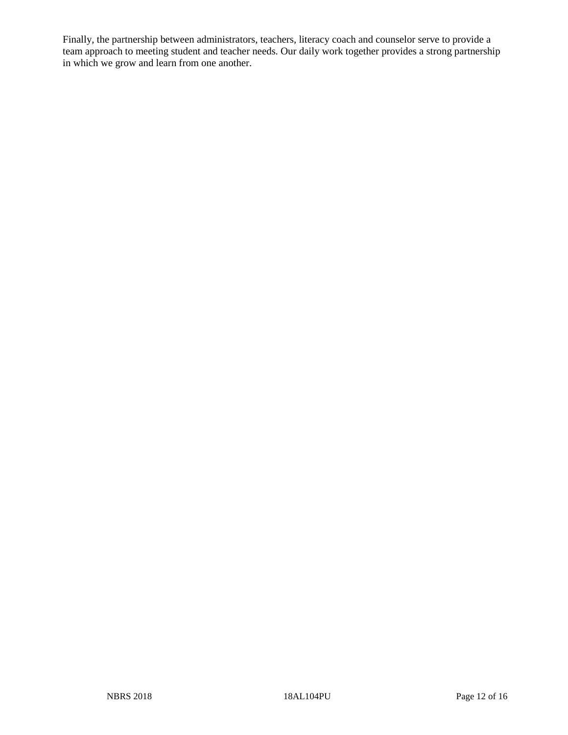Finally, the partnership between administrators, teachers, literacy coach and counselor serve to provide a team approach to meeting student and teacher needs. Our daily work together provides a strong partnership in which we grow and learn from one another.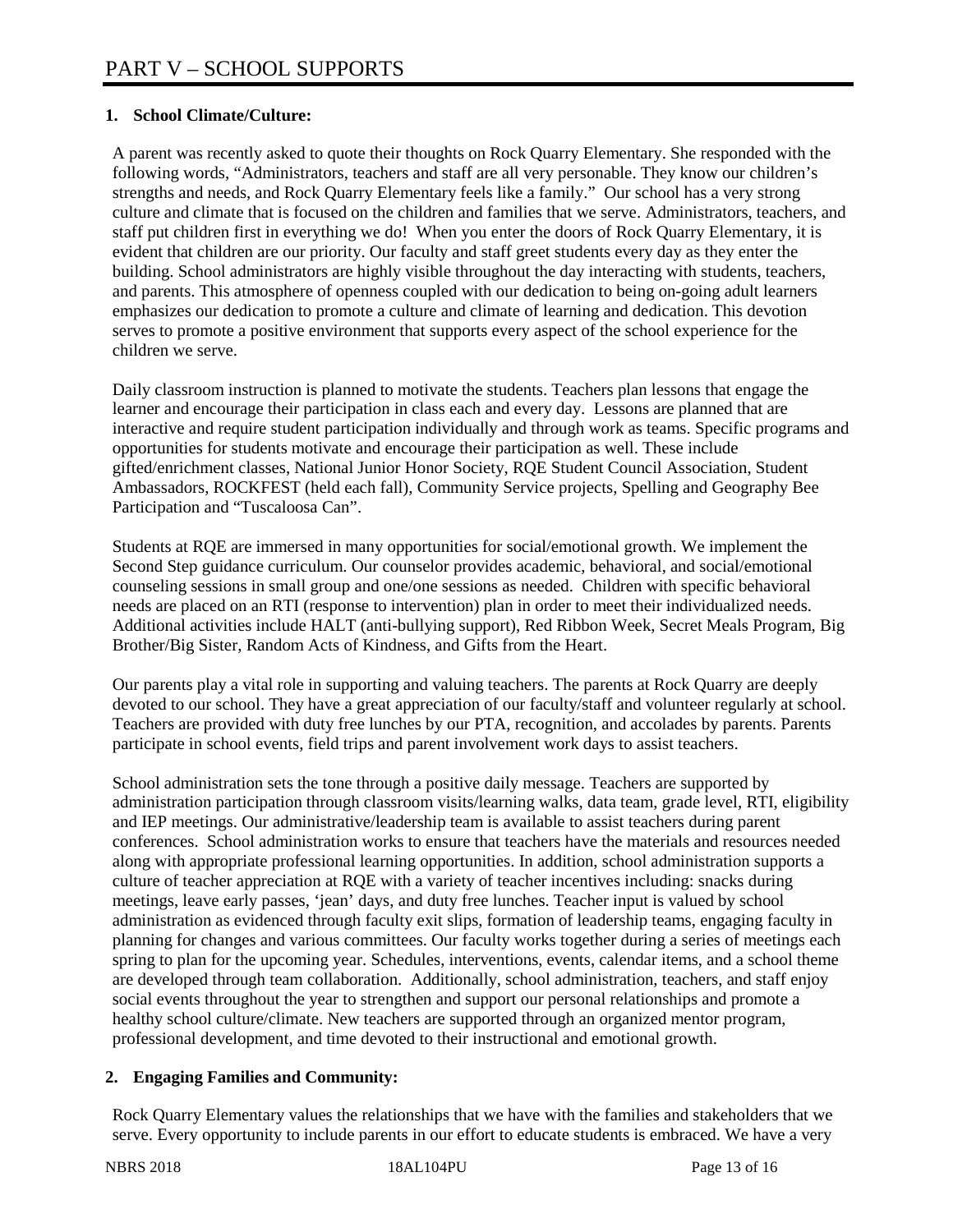# PART V – SCHOOL SUPPORTS

## 1. School Climate/Culture:

A parent was recently asked to quote their thoughts on Rock Quarry Elementary. She responded with the following words, "Administrators, teachers and staff are all very personable. They know our children's strengths and needs, and Rock Quarry Elementary feels like a family." Our school has a very strong culture and climate that is focused on the children and families that we serve. Administrators, teachers, and staff put children first in everything we do! When you enter the doors of Rock Quarry Elementary, it is evident that children are our priority. Our faculty and staff greet students every day as they enter the building. School administrators are highly visible throughout the day interacting with students, teachers, and parents. This atmosphere of openness coupled with our dedication to being on-going adult learners emphasizes our dedication to promote a culture and climate of learning and dedication. This devotion serves to promote a positive environment that supports every aspect of the school experience for the children we serve.

Daily classroom instruction is planned to motivate the students. Teachers plan lessons that engage the learner and encourage their participation in class each and every day. Lessons are planned that are interactive and require student participation individually and through work as teams. Specific programs and opportunities for students motivate and encourage their participation as well. These include gifted/enrichment classes, National Junior Honor Society, RQE Student Council Association, Student Ambassadors, ROCKFEST (held each fall), Community Service projects, Spelling and Geography Bee Participation and "Tuscaloosa Can".

Students at RQE are immersed in many opportunities for social/emotional growth. We implement the Second Step guidance curriculum. Our counselor provides academic, behavioral, and social/emotional counseling sessions in small group and one/one sessions as needed. Children with specific behavioral needs are placed on an RTI (response to intervention) plan in order to meet their individualized needs. Additional activities include HALT (anti-bullying support), Red Ribbon Week, Secret Meals Program, Big Brother/Big Sister, Random Acts of Kindness, and Gifts from the Heart.

Our parents play a vital role in supporting and valuing teachers. The parents at Rock Quarry are deeply devoted to our school. They have a great appreciation of our faculty/staff and volunteer regularly at school. Teachers are provided with duty free lunches by our PTA, recognition, and accolades by parents. Parents participate in school events, field trips and parent involvement work days to assist teachers.

School administration sets the tone through a positive daily message. Teachers are supported by administration participation through classroom visits/learning walks, data team, grade level, RTI, eligibility and IEP meetings. Our administrative/leadership team is available to assist teachers during parent conferences. School administration works to ensure that teachers have the materials and resources needed along with appropriate professional learning opportunities. In addition, school administration supports a culture of teacher appreciation at RQE with a variety of teacher incentives including: snacks during meetings, leave early passes, 'jean' days, and duty free lunches. Teacher input is valued by school administration as evidenced through faculty exit slips, formation of leadership teams, engaging faculty in planning for changes and various committees. Our faculty works together during a series of meetings each spring to plan for the upcoming year. Schedules, interventions, events, calendar items, and a school theme are developed through team collaboration. Additionally, school administration, teachers, and staff enjoy social events throughout the year to strengthen and support our personal relationships and promote a healthy school culture/climate. New teachers are supported through an organized mentor program, professional development, and time devoted to their instructional and emotional growth.

## 2. Engaging Families and Community:

Rock Quarry Elementary values the relationships that we have with the families and stakeholders that we serve. Every opportunity to include parents in our effort to educate students is embraced. We have a very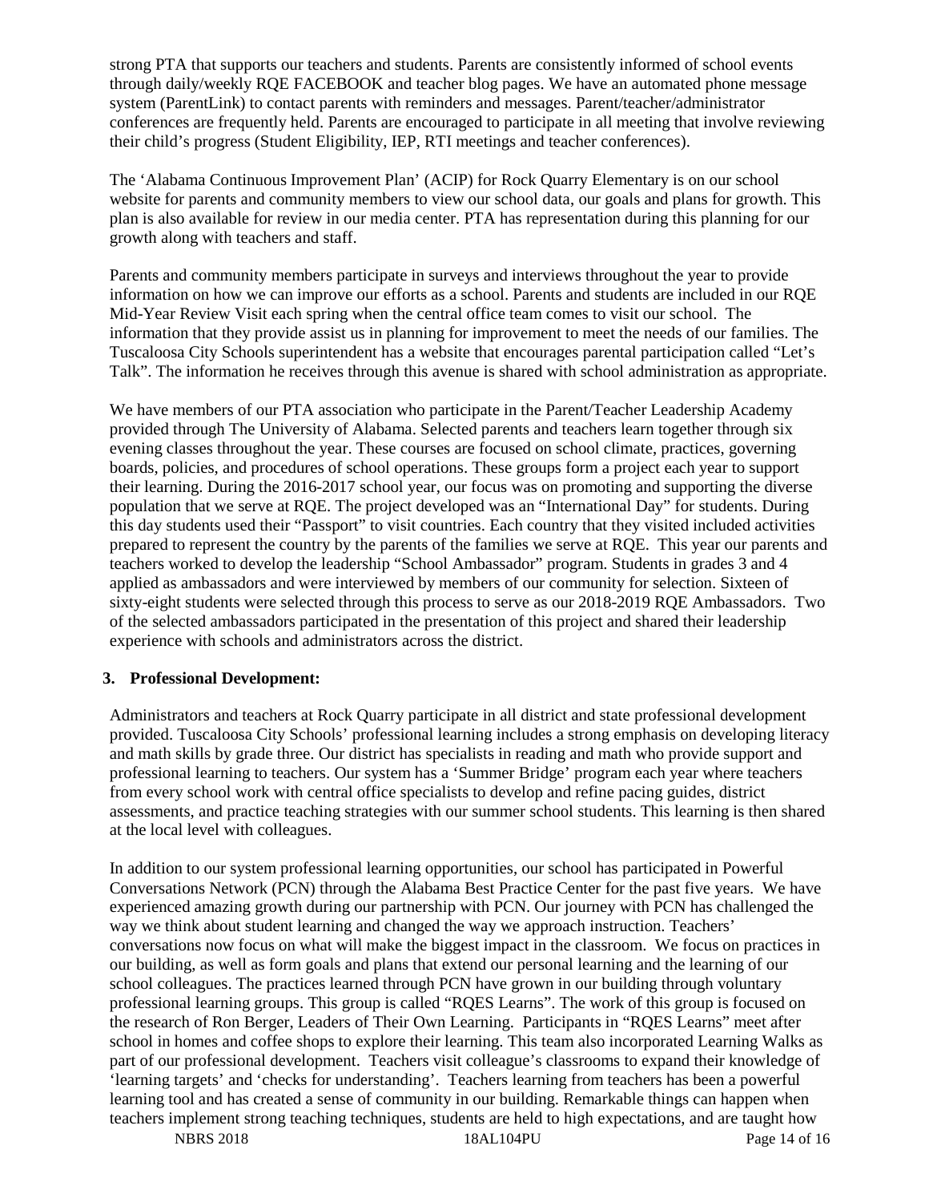strong PTA that supports our teachers and students. Parents are consistently informed of school events through daily/weekly RQE FACEBOOK and teacher blog pages. We have an automated phone message system (ParentLink) to contact parents with reminders and messages. Parent/teacher/administrator conferences are frequently held. Parents are encouraged to participate in all meeting that involve reviewing their child's progress (Student Eligibility, IEP, RTI meetings and teacher conferences).

The 'Alabama Continuous Improvement Plan' (ACIP) for Rock Quarry Elementary is on our school website for parents and community members to view our school data, our goals and plans for growth. This plan is also available for review in our media center. PTA has representation during this planning for our growth along with teachers and staff.

Parents and community members participate in surveys and interviews throughout the year to provide information on how we can improve our efforts as a school. Parents and students are included in our RQE Mid-Year Review Visit each spring when the central office team comes to visit our school. The information that they provide assist us in planning for improvement to meet the needs of our families. The Tuscaloosa City Schools superintendent has a website that encourages parental participation called "Let's Talk". The information he receives through this avenue is shared with school administration as appropriate.

We have members of our PTA association who participate in the Parent/Teacher Leadership Academy provided through The University of Alabama. Selected parents and teachers learn together through six evening classes throughout the year. These courses are focused on school climate, practices, governing boards, policies, and procedures of school operations. These groups form a project each year to support their learning. During the 2016-2017 school year, our focus was on promoting and supporting the diverse population that we serve at RQE. The project developed was an "International Day" for students. During this day students used their "Passport" to visit countries. Each country that they visited included activities prepared to represent the country by the parents of the families we serve at RQE. This year our parents and teachers worked to develop the leadership "School Ambassador" program. Students in grades 3 and 4 applied as ambassadors and were interviewed by members of our community for selection. Sixteen of sixty-eight students were selected through this process to serve as our 2018-2019 RQE Ambassadors. Two of the selected ambassadors participated in the presentation of this project and shared their leadership experience with schools and administrators across the district.

**3. Professional Development:**

Administrators and teachers at Rock Quarry participate in all district and state professional development provided. Tuscaloosa City Schools' professional learning includes a strong emphasis on developing literacy and math skills by grade three. Our district has specialists in reading and math who provide support and professional learning to teachers. Our system has a 'Summer Bridge' program each year where teachers from every school work with central office specialists to develop and refine pacing guides, district assessments, and practice teaching strategies with our summer school students. This learning is then shared at the local level with colleagues.

In addition to our system professional learning opportunities, our school has participated in Powerful Conversations Network (PCN) through the Alabama Best Practice Center for the past five years. We have experienced amazing growth during our partnership with PCN. Our journey with PCN has challenged the way we think about student learning and changed the way we approach instruction. Teachers' conversations now focus on what will make the biggest impact in the classroom. We focus on practices in our building, as well as form goals and plans that extend our personal learning and the learning of our school colleagues. The practices learned through PCN have grown in our building through voluntary professional learning groups. This group is called "RQES Learns". The work of this group is focused on the research of Ron Berger, Leaders of Their Own Learning. Participants in "RQES Learns" meet after school in homes and coffee shops to explore their learning. This team also incorporated Learning Walks as part of our professional development. Teachers visit colleague's classrooms to expand their knowledge of 'learning targets' and 'checks for understanding'. Teachers learning from teachers has been a powerful learning tool and has created a sense of community in our building. Remarkable things can happen when teachers implement strong teaching techniques, students are held to high expectations, and are taught how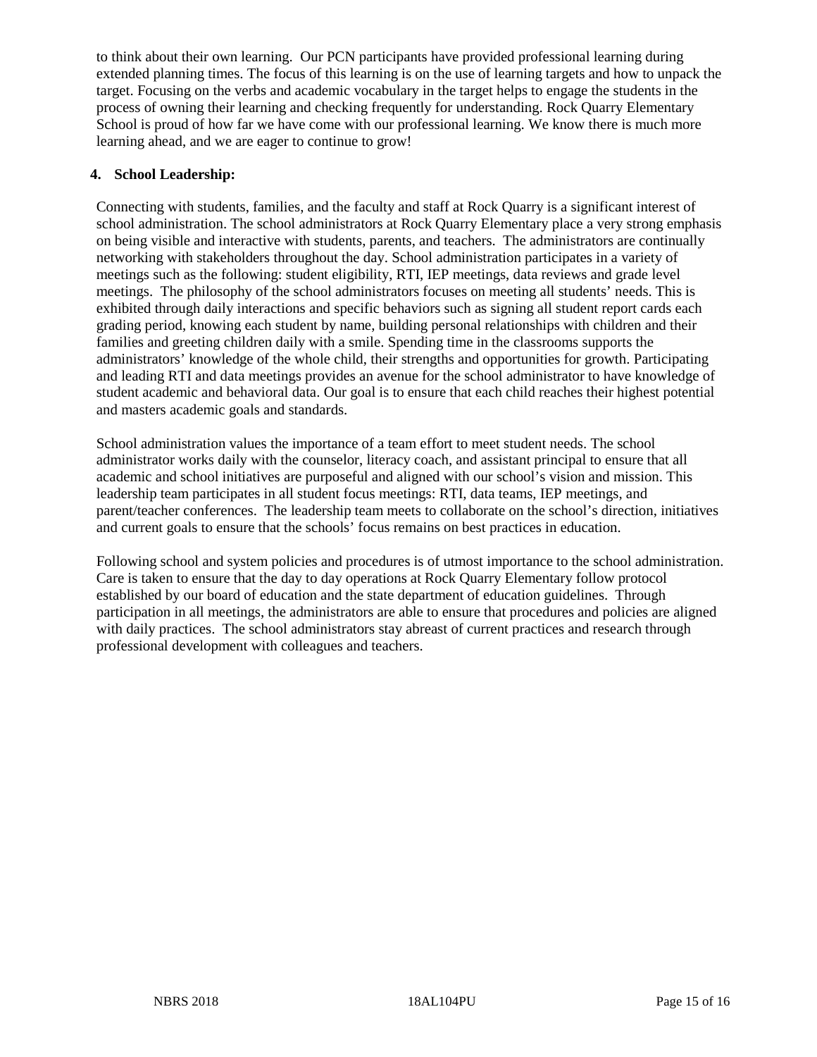to think about their own learning. Our PCN participants have provided professional learning during extended planning times. The focus of this learning is on the use of learning targets and how to unpack the target. Focusing on the verbs and academic vocabulary in the target helps to engage the students in the process of owning their learning and checking frequently for understanding. Rock Quarry Elementary School is proud of how far we have come with our professional learning. We know there is much more learning ahead, and we are eager to continue to grow!

**4. School Leadership:**

Connecting with students, families, and the faculty and staff at Rock Quarry is a significant interest of school administration. The school administrators at Rock Quarry Elementary place a very strong emphasis on being visible and interactive with students, parents, and teachers. The administrators are continually networking with stakeholders throughout the day. School administration participates in a variety of meetings such as the following: student eligibility, RTI, IEP meetings, data reviews and grade level meetings. The philosophy of the school administrators focuses on meeting all students' needs. This is exhibited through daily interactions and specific behaviors such as signing all student report cards each grading period, knowing each student by name, building personal relationships with children and their families and greeting children daily with a smile. Spending time in the classrooms supports the administrators' knowledge of the whole child, their strengths and opportunities for growth. Participating and leading RTI and data meetings provides an avenue for the school administrator to have knowledge of student academic and behavioral data. Our goal is to ensure that each child reaches their highest potential and masters academic goals and standards.

School administration values the importance of a team effort to meet student needs. The school administrator works daily with the counselor, literacy coach, and assistant principal to ensure that all academic and school initiatives are purposeful and aligned with our school's vision and mission. This leadership team participates in all student focus meetings: RTI, data teams, IEP meetings, and parent/teacher conferences. The leadership team meets to collaborate on the school's direction, initiatives and current goals to ensure that the schools' focus remains on best practices in education.

Following school and system policies and procedures is of utmost importance to the school administration. Care is taken to ensure that the day to day operations at Rock Quarry Elementary follow protocol established by our board of education and the state department of education guidelines. Through participation in all meetings, the administrators are able to ensure that procedures and policies are aligned with daily practices. The school administrators stay abreast of current practices and research through professional development with colleagues and teachers.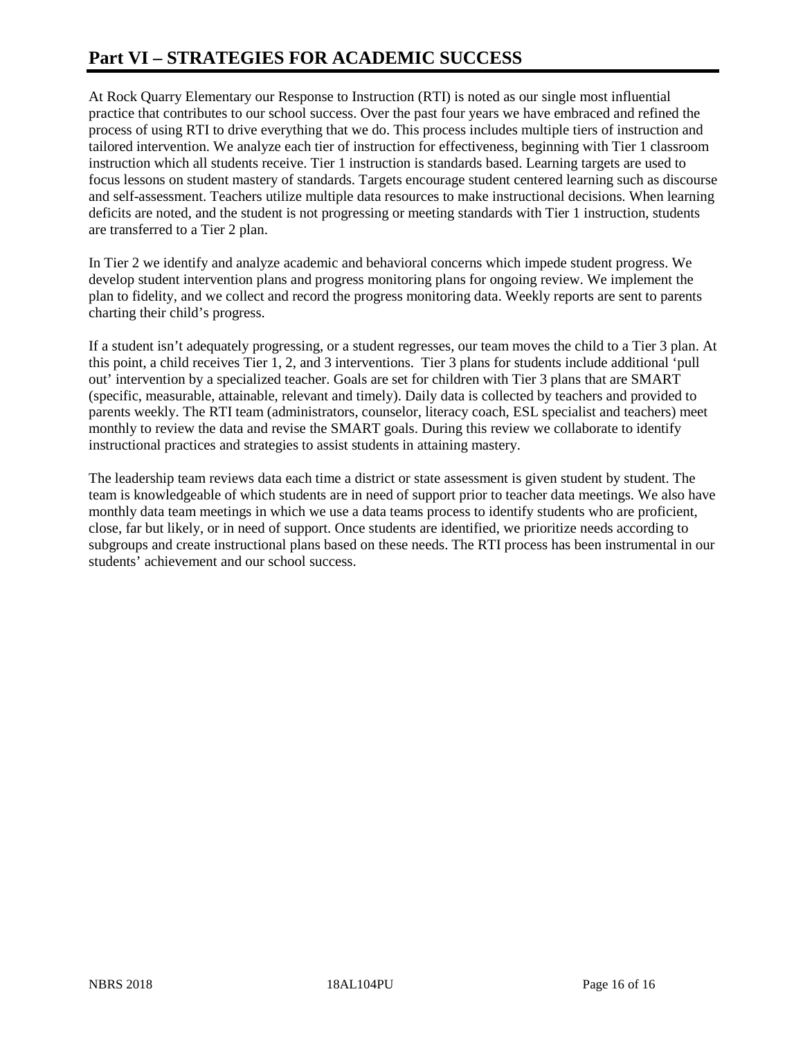# Part VI – STRATEGIES FOR ACADEMIC SUCCESS

At Rock Quarry Elementary our Response to Instruction (RTI) is noted as our single most influential practice that contributes to our school success. Over the past four years we have embraced and refined the process of using RTI to drive everything that we do. This process includes multiple tiers of instruction and tailored intervention. We analyze each tier of instruction for effectiveness, beginning with Tier 1 classroom instruction which all students receive. Tier 1 instruction is standards based. Learning targets are used to focus lessons on student mastery of standards. Targets encourage student centered learning such as discourse and self-assessment. Teachers utilize multiple data resources to make instructional decisions. When learning deficits are noted, and the student is not progressing or meeting standards with Tier 1 instruction, students are transferred to a Tier 2 plan.

In Tier 2 we identify and analyze academic and behavioral concerns which impede student progress. We develop student intervention plans and progress monitoring plans for ongoing review. We implement the plan to fidelity, and we collect and record the progress monitoring data. Weekly reports are sent to parents charting their child's progress.

If a student isn't adequately progressing, or a student regresses, our team moves the child to a Tier 3 plan. At this point, a child receives Tier 1, 2, and 3 interventions. Tier 3 plans for students include additional 'pull out' intervention by a specialized teacher. Goals are set for children with Tier 3 plans that are SMART (specific, measurable, attainable, relevant and timely). Daily data is collected by teachers and provided to parents weekly. The RTI team (administrators, counselor, literacy coach, ESL specialist and teachers) meet monthly to review the data and revise the SMART goals. During this review we collaborate to identify instructional practices and strategies to assist students in attaining mastery.

The leadership team reviews data each time a district or state assessment is given student by student. The team is knowledgeable of which students are in need of support prior to teacher data meetings. We also have monthly data team meetings in which we use a data teams process to identify students who are proficient, close, far but likely, or in need of support. Once students are identified, we prioritize needs according to subgroups and create instructional plans based on these needs. The RTI process has been instrumental in our students' achievement and our school success.